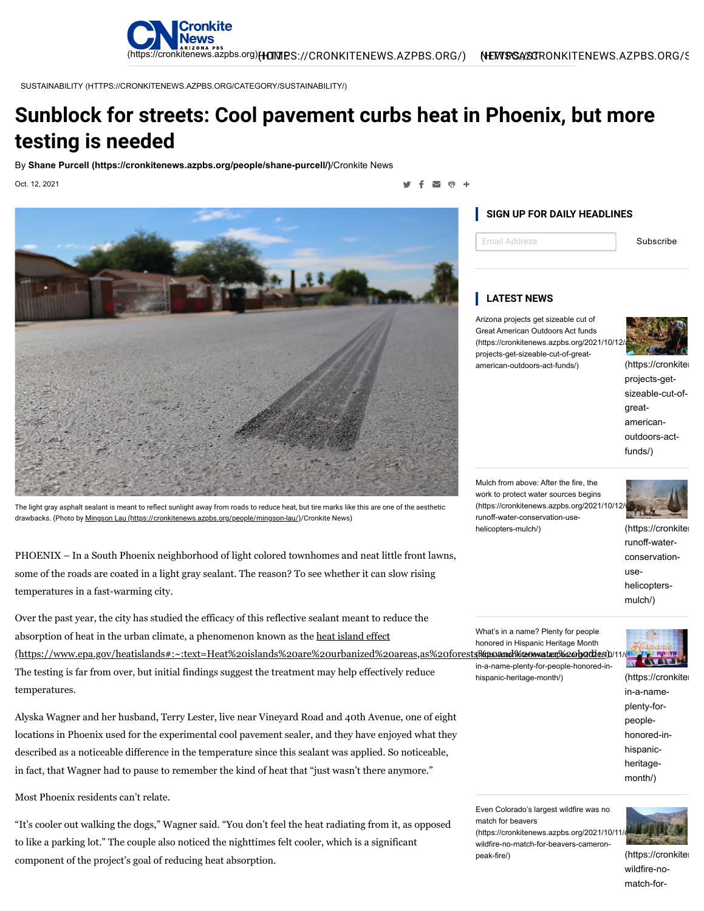SUSTAINABILITY (HTTPS://CRONKITENEWS.AZPBS.ORG/CATEGORY/SUSTAINABILITY/)

# Sunblock for streets: Cool pavement curbs heat in Phoenix, but more testing is needed

By **Shane Purcell (https://cronkitenews.azpbs.org/people/shane-purcell/)**/Cronkite News

Oct. 12, 2021

The light gray asphalt sealant is meant to reflect sunlight away from roads to reduce heat, but tire marks like this are one of the aesthetic drawbacks. (Photo by Mingson Lau (https://cronkitenews.azpbs.org/people/mingson-lau/)/Cronkite News)

PHOENIX – In a South Phoenix neighborhood of light colored townhomes and neat little front lawns, some of the roads are coated in a light gray sealant. The reason? To see whether it can slow rising temperatures in a fast-warming city.

Over the past year, the city has studied the efficacy of this reflective sealant meant to reduce the absorption of heat in the urban climate, a phenomenon known as the heat island effect (https://www.epa.gov/heatislands#:~:text=Heat%20islands%20are%20urbanized%20areas,as%20forests%20and%20water%20bodies). The testing is far from over, but initial findings suggest the treatment may help effectively reduce temperatures.

Alyska Wagner and her husband, Terry Lester, live near Vineyard Road and 40th Avenue, one of eight locations in Phoenix used for the experimental cool pavement sealer, and they have enjoyed what they described as a noticeable difference in the temperature since this sealant was applied. So noticeable, in fact, that Wagner had to pause to remember the kind of heat that "just wasn't there anymore."

Most Phoenix residents can't relate.

"It's cooler out walking the dogs," Wagner said. "You don't feel the heat radiating from it, as opposed to like a parking lot." The couple also noticed the nighttimes felt cooler, which is a significant component of the project's goal of reducing heat absorption.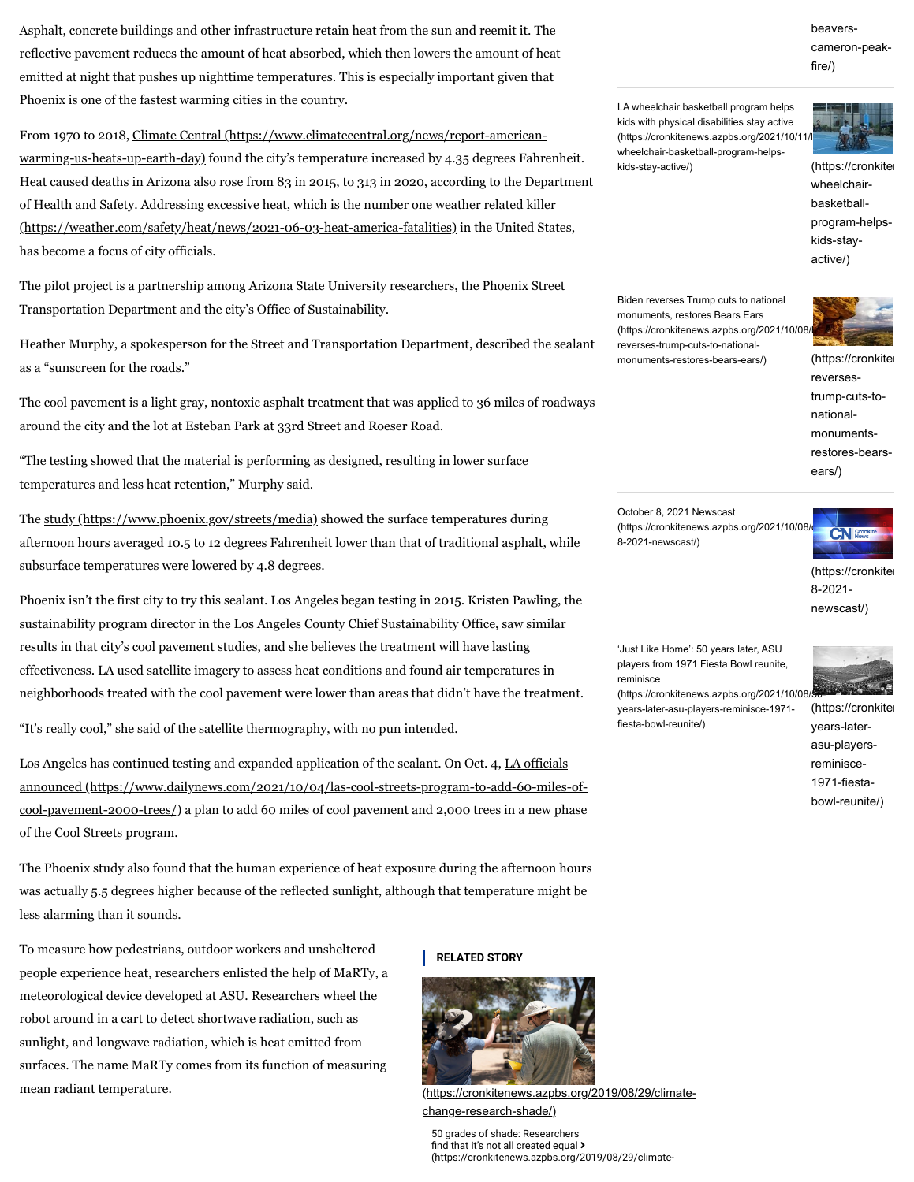Asphalt, concrete buildings and other infrastructure retain heat from the sun and reemit it. The reflective pavement reduces the amount of heat absorbed, which then lowers the amount of heat emitted at night that pushes up nighttime temperatures. This is especially important given that Phoenix is one of the fastest warming cities in the country.

From 1970 to 2018, Climate Central (https://www.climatecentral.org/news/report-american-warming-us-heats-up-earth-day) found the city's temperature increased by 4.35 degrees Fahrenheit. Heat caused deaths in Arizona also rose from 83 in 2015, to 313 in 2020, according to the Department of Health and Safety. Addressing excessive heat, which is the number one weather related killer (https://weather.com/safety/heat/news/2021-06-03-heat-america-fatalities) in the United States, has become a focus of city officials.

The pilot project is a partnership among Arizona State University researchers, the Phoenix Street Transportation Department and the city's Office of Sustainability.

Heather Murphy, a spokesperson for the Street and Transportation Department, described the sealant as a "sunscreen for the roads."

The cool pavement is a light gray, nontoxic asphalt treatment that was applied to 36 miles of roadways around the city and the lot at Esteban Park at 33rd Street and Roeser Road.

"The testing showed that the material is performing as designed, resulting in lower surface temperatures and less heat retention," Murphy said.

The study (https://www.phoenix.gov/streets/media) showed the surface temperatures during afternoon hours averaged 10.5 to 12 degrees Fahrenheit lower than that of traditional asphalt, while subsurface temperatures were lowered by 4.8 degrees.

Phoenix isn't the first city to try this sealant. Los Angeles began testing in 2015. Kristen Pawling, the sustainability program director in the Los Angeles County Chief Sustainability Office, saw similar results in that city's cool pavement studies, and she believes the treatment will have lasting effectiveness. LA used satellite imagery to assess heat conditions and found air temperatures in neighborhoods treated with the cool pavement were lower than areas that didn't have the treatment.

"It's really cool," she said of the satellite thermography, with no pun intended.

Los Angeles has continued testing and expanded application of the sealant. On Oct. 4, LA officials announced (https://www.dailynews.com/2021/10/04/las-cool-streets-program-to-add-60-miles-of-cool-pavement-2000-trees/) a plan to add 60 miles of cool pavement and 2,000 trees in a new phase of the Cool Streets program.

The Phoenix study also found that the human experience of heat exposure during the afternoon hours was actually 5.5 degrees higher because of the reflected sunlight, although that temperature might be less alarming than it sounds.

To measure how pedestrians, outdoor workers and unsheltered people experience heat, researchers enlisted the help of MaRTy, a meteorological device developed at ASU. Researchers wheel the robot around in a cart to detect shortwave radiation, such as sunlight, and longwave radiation, which is heat emitted from surfaces. The name MaRTy comes from its function of measuring mean radiant temperature.

**RELATED STORY**

(https://cronkitenews.azpbs.org/2019/08/29/climate-change-research-shade/)

50 grades of shade: Researchers find that it's not all created equal (https://cronkitenews.azpbs.org/2019/08/29/climate-

beavers-cameron-peak-fire/)

LA wheelchair basketball program helps kids with physical disabilities stay active (https://cronkitenews.azpbs.org/2021/10/11/la-wheelchair-basketball-program-helps-kids-stay-active/)

Biden reverses Trump cuts to national monuments, restores Bears Ears (https://cronkitenews.azpbs.org/2021/10/08/biden-reverses-trump-cuts-to-national-monuments-restores-bears-ears/)

October 8, 2021 Newscast (https://cronkitenews.azpbs.org/2021/10/08/october-8-2021-newscast/)

'Just Like Home': 50 years later, ASU players from 1971 Fiesta Bowl reunite, reminisce (https://cronkitenews.azpbs.org/2021/10/08/50-years-later-asu-players-reminisce-1971-fiesta-bowl-reunite/)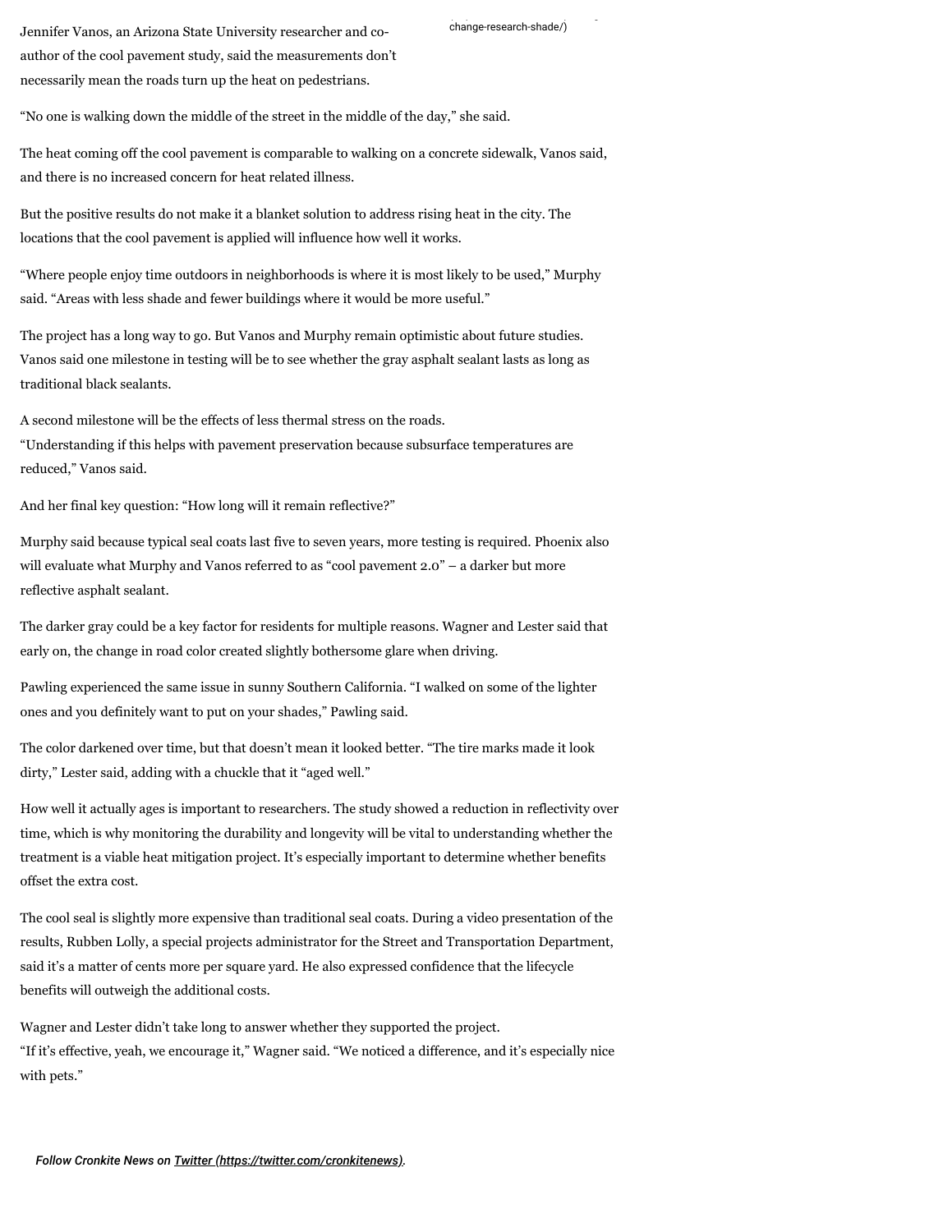Jennifer Vanos, an Arizona State University researcher and co-author of the cool pavement study, said the measurements don't necessarily mean the roads turn up the heat on pedestrians.

change-research-shade/)

"No one is walking down the middle of the street in the middle of the day," she said.

The heat coming off the cool pavement is comparable to walking on a concrete sidewalk, Vanos said, and there is no increased concern for heat related illness.

But the positive results do not make it a blanket solution to address rising heat in the city. The locations that the cool pavement is applied will influence how well it works.

"Where people enjoy time outdoors in neighborhoods is where it is most likely to be used," Murphy said. "Areas with less shade and fewer buildings where it would be more useful."

The project has a long way to go. But Vanos and Murphy remain optimistic about future studies. Vanos said one milestone in testing will be to see whether the gray asphalt sealant lasts as long as traditional black sealants.

A second milestone will be the effects of less thermal stress on the roads. "Understanding if this helps with pavement preservation because subsurface temperatures are reduced," Vanos said.

And her final key question: "How long will it remain reflective?"

Murphy said because typical seal coats last five to seven years, more testing is required. Phoenix also will evaluate what Murphy and Vanos referred to as "cool pavement 2.0" – a darker but more reflective asphalt sealant.

The darker gray could be a key factor for residents for multiple reasons. Wagner and Lester said that early on, the change in road color created slightly bothersome glare when driving.

Pawling experienced the same issue in sunny Southern California. "I walked on some of the lighter ones and you definitely want to put on your shades," Pawling said.

The color darkened over time, but that doesn't mean it looked better. "The tire marks made it look dirty," Lester said, adding with a chuckle that it "aged well."

How well it actually ages is important to researchers. The study showed a reduction in reflectivity over time, which is why monitoring the durability and longevity will be vital to understanding whether the treatment is a viable heat mitigation project. It's especially important to determine whether benefits offset the extra cost.

The cool seal is slightly more expensive than traditional seal coats. During a video presentation of the results, Rubben Lolly, a special projects administrator for the Street and Transportation Department, said it's a matter of cents more per square yard. He also expressed confidence that the lifecycle benefits will outweigh the additional costs.

Wagner and Lester didn't take long to answer whether they supported the project. "If it's effective, yeah, we encourage it," Wagner said. "We noticed a difference, and it's especially nice with pets."

*Follow Cronkite News on [Twitter (https://twitter.com/cronkitenews)](https://twitter.com/cronkitenews).*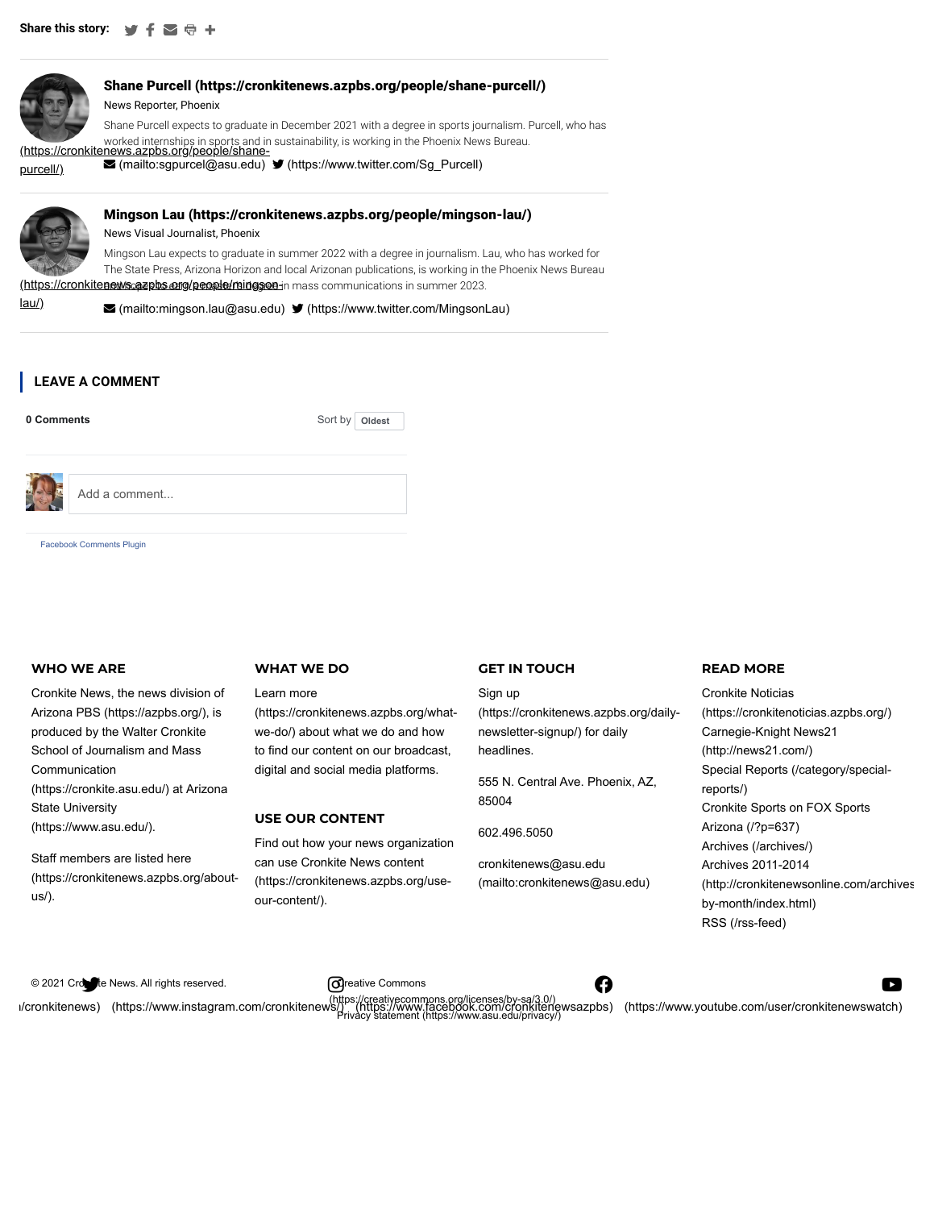Share this story:

**Shane Purcell (https://cronkitenews.azpbs.org/people/shane-purcell/)**

News Reporter, Phoenix

Shane Purcell expects to graduate in December 2021 with a degree in sports journalism. Purcell, who has worked internships in sports and in sustainability, is working in the Phoenix News Bureau.

(https://cronkitenews.azpbs.org/people/shane-purcell/)

(mailto:sgpurcel@asu.edu) (https://www.twitter.com/Sg_Purcell)

**Mingson Lau (https://cronkitenews.azpbs.org/people/mingson-lau/)**

News Visual Journalist, Phoenix

Mingson Lau expects to graduate in summer 2022 with a degree in journalism. Lau, who has worked for The State Press, Arizona Horizon and local Arizonan publications, is working in the Phoenix News Bureau and expects to earn a master's degree in mass communications in summer 2023.

(https://cronkitenews.azpbs.org/people/mingson-lau/)

(mailto:mingson.lau@asu.edu) (https://www.twitter.com/MingsonLau)

## LEAVE A COMMENT

0 Comments Sort by Oldest

Add a comment...

Facebook Comments Plugin

### WHO WE ARE

Cronkite News, the news division of Arizona PBS (https://azpbs.org/), is produced by the Walter Cronkite School of Journalism and Mass Communication (https://cronkite.asu.edu/) at Arizona State University (https://www.asu.edu/).

Staff members are listed here (https://cronkitenews.azpbs.org/about-us/).

### WHAT WE DO

Learn more (https://cronkitenews.azpbs.org/what-we-do/) about what we do and how to find our content on our broadcast, digital and social media platforms.

### USE OUR CONTENT

Find out how your news organization can use Cronkite News content (https://cronkitenews.azpbs.org/use-our-content/).

### GET IN TOUCH

Sign up (https://cronkitenews.azpbs.org/daily-newsletter-signup/) for daily headlines.

555 N. Central Ave. Phoenix, AZ, 85004

602.496.5050

cronkitenews@asu.edu (mailto:cronkitenews@asu.edu)

### READ MORE

Cronkite Noticias (https://cronkitenoticias.azpbs.org/)
Carnegie-Knight News21 (http://news21.com/)
Special Reports (/category/special-reports/)
Cronkite Sports on FOX Sports Arizona (/?p=637)
Archives (/archives/)
Archives 2011-2014 (http://cronkitenewsonline.com/archives-by-month/index.html)
RSS (/rss-feed)

© 2021 Cronkite News. All rights reserved.

Creative Commons (https://creativecommons.org/licenses/by-sa/3.0/)
Privacy statement (https://www.asu.edu/privacy/)

/cronkitenews) (https://www.instagram.com/cronkitenews/) (https://www.facebook.com/cronkitenewsazpbs) (https://www.youtube.com/user/cronkitenewswatch)